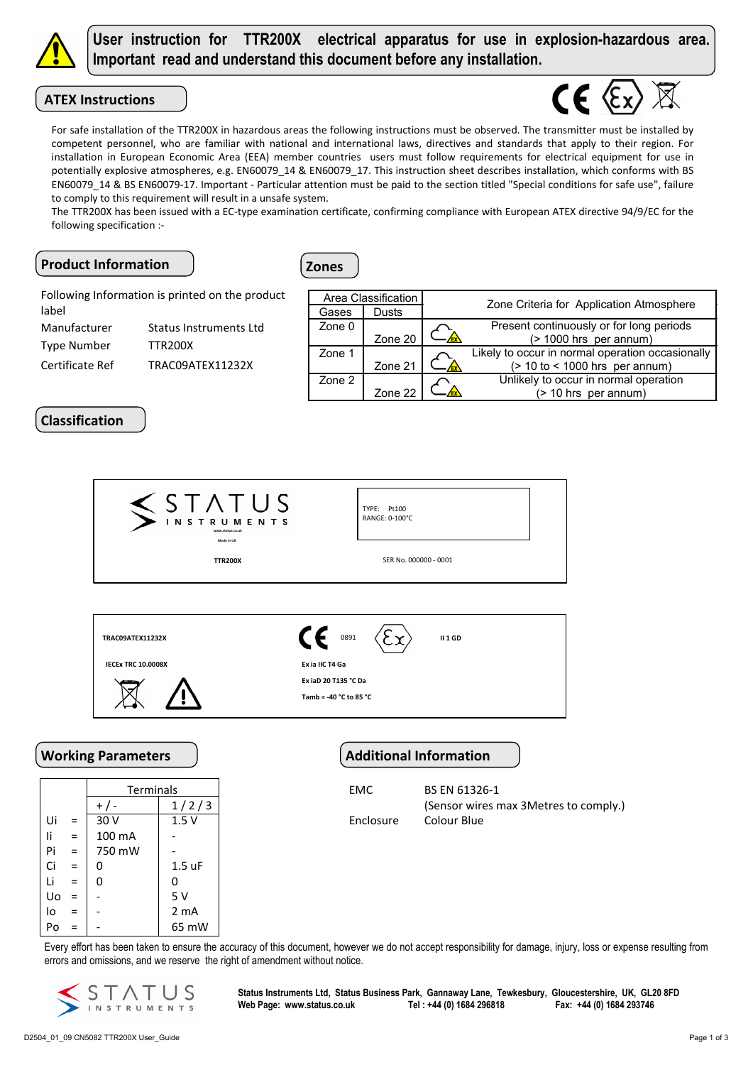# User instruction for TTR200X electrical apparatus for use in explosion-hazardous area. Important read and understand this document before any installation.

## ATEX Instructions

For safe installation of the TTR200X in hazardous areas the following instructions must be observed. The transmitter must be installed by competent personnel, who are familiar with national and international laws, directives and standards that apply to their region. For installation in European Economic Area (EEA) member countries users must follow requirements for electrical equipment for use in potentially explosive atmospheres, e.g. EN60079_14 & EN60079_17. This instruction sheet describes installation, which conforms with BS EN60079_14 & BS EN60079-17. Important - Particular attention must be paid to the section titled "Special conditions for safe use", failure to comply to this requirement will result in a unsafe system.

The TTR200X has been issued with a EC-type examination certificate, confirming compliance with European ATEX directive 94/9/EC for the following specification :-

## Product Information

Following Information is printed on the product label

| | |
|---|---|
| Manufacturer | Status Instruments Ltd |
| Type Number | TTR200X |
| Certificate Ref | TRAC09ATEX11232X |

## Zones

| Area Classification | | Zone Criteria for Application Atmosphere |
|---|---|---|
| Gases | Dusts | |
| Zone 0 | Zone 20 | Present continuously or for long periods (> 1000 hrs per annum) |
| Zone 1 | Zone 21 | Likely to occur in normal operation occasionally (> 10 to < 1000 hrs per annum) |
| Zone 2 | Zone 22 | Unlikely to occur in normal operation (> 10 hrs per annum) |

## Classification

STATUS INSTRUMENTS
www.status.co.uk
Made in UK

TTR200X

TYPE: Pt100
RANGE: 0-100°C

SER No. 000000 - 0001

TRAC09ATEX11232X

IECEx TRC 10.0008X

CE 0891

II 1 GD

Ex ia IIC T4 Ga

Ex iaD 20 T135 °C Da

Tamb = -40 °C to 85 °C

## Working Parameters

| | | Terminals | |
|---|---|---|---|
| | | + / - | 1 / 2 / 3 |
| Ui | = | 30 V | 1.5 V |
| Ii | = | 100 mA | - |
| Pi | = | 750 mW | - |
| Ci | = | 0 | 1.5 uF |
| Li | = | 0 | 0 |
| Uo | = | - | 5 V |
| Io | = | - | 2 mA |
| Po | = | - | 65 mW |

## Additional Information

| | |
|---|---|
| EMC | BS EN 61326-1 (Sensor wires max 3Metres to comply.) |
| Enclosure | Colour Blue |

Every effort has been taken to ensure the accuracy of this document, however we do not accept responsibility for damage, injury, loss or expense resulting from errors and omissions, and we reserve the right of amendment without notice.

**Status Instruments Ltd, Status Business Park, Gannaway Lane, Tewkesbury, Gloucestershire, UK, GL20 8FD**
**Web Page: www.status.co.uk Tel : +44 (0) 1684 296818 Fax: +44 (0) 1684 293746**

D2504_01_09 CN5082 TTR200X User_Guide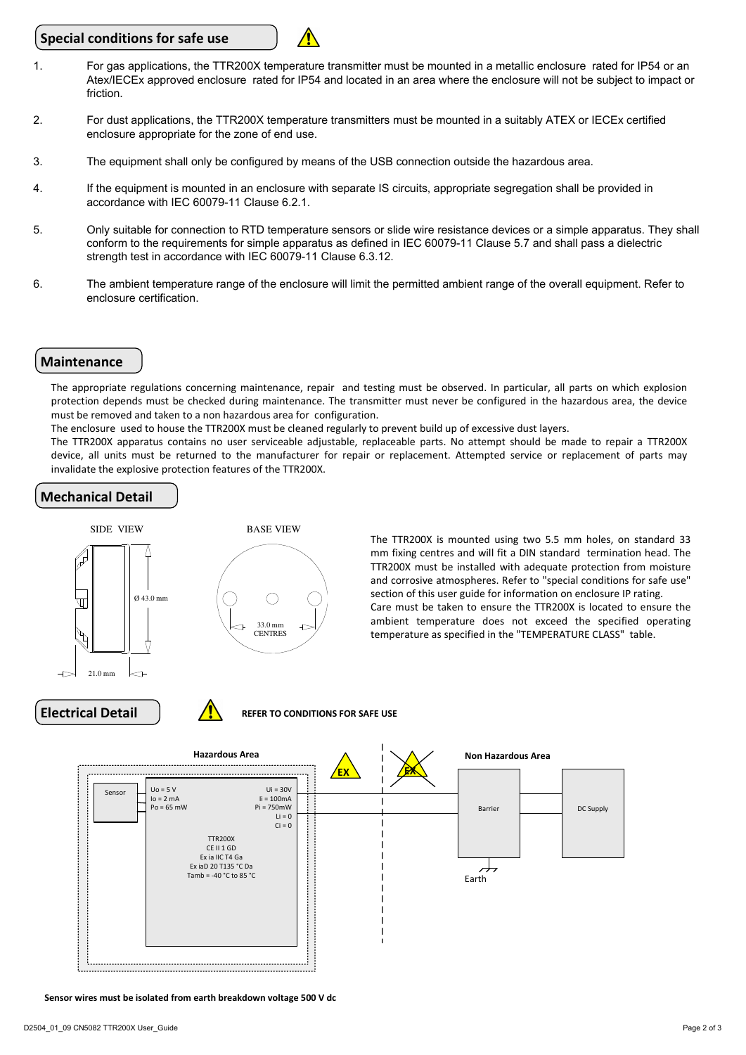## Special conditions for safe use ⚠

1. For gas applications, the TTR200X temperature transmitter must be mounted in a metallic enclosure rated for IP54 or an Atex/IECEx approved enclosure rated for IP54 and located in an area where the enclosure will not be subject to impact or friction.

2. For dust applications, the TTR200X temperature transmitters must be mounted in a suitably ATEX or IECEx certified enclosure appropriate for the zone of end use.

3. The equipment shall only be configured by means of the USB connection outside the hazardous area.

4. If the equipment is mounted in an enclosure with separate IS circuits, appropriate segregation shall be provided in accordance with IEC 60079-11 Clause 6.2.1.

5. Only suitable for connection to RTD temperature sensors or slide wire resistance devices or a simple apparatus. They shall conform to the requirements for simple apparatus as defined in IEC 60079-11 Clause 5.7 and shall pass a dielectric strength test in accordance with IEC 60079-11 Clause 6.3.12.

6. The ambient temperature range of the enclosure will limit the permitted ambient range of the overall equipment. Refer to enclosure certification.

## Maintenance

The appropriate regulations concerning maintenance, repair and testing must be observed. In particular, all parts on which explosion protection depends must be checked during maintenance. The transmitter must never be configured in the hazardous area, the device must be removed and taken to a non hazardous area for configuration.

The enclosure used to house the TTR200X must be cleaned regularly to prevent build up of excessive dust layers.

The TTR200X apparatus contains no user serviceable adjustable, replaceable parts. No attempt should be made to repair a TTR200X device, all units must be returned to the manufacturer for repair or replacement. Attempted service or replacement of parts may invalidate the explosive protection features of the TTR200X.

## Mechanical Detail

SIDE VIEW

Ø 43.0 mm

21.0 mm

BASE VIEW

33.0 mm CENTRES

The TTR200X is mounted using two 5.5 mm holes, on standard 33 mm fixing centres and will fit a DIN standard termination head. The TTR200X must be installed with adequate protection from moisture and corrosive atmospheres. Refer to "special conditions for safe use" section of this user guide for information on enclosure IP rating.

Care must be taken to ensure the TTR200X is located to ensure the ambient temperature does not exceed the specified operating temperature as specified in the "TEMPERATURE CLASS" table.

## Electrical Detail

⚠ **REFER TO CONDITIONS FOR SAFE USE**

**Hazardous Area** — EX

Sensor

Uo = 5 V
Io = 2 mA
Po = 65 mW

Ui = 30V
Ii = 100mA
Pi = 750mW
Li = 0
Ci = 0

TTR200X
CE II 1 GD
Ex ia IIC T4 Ga
Ex iaD 20 T135 °C Da
Tamb = -40 °C to 85 °C

**Non Hazardous Area** — EX

Barrier — Earth

DC Supply

**Sensor wires must be isolated from earth breakdown voltage 500 V dc**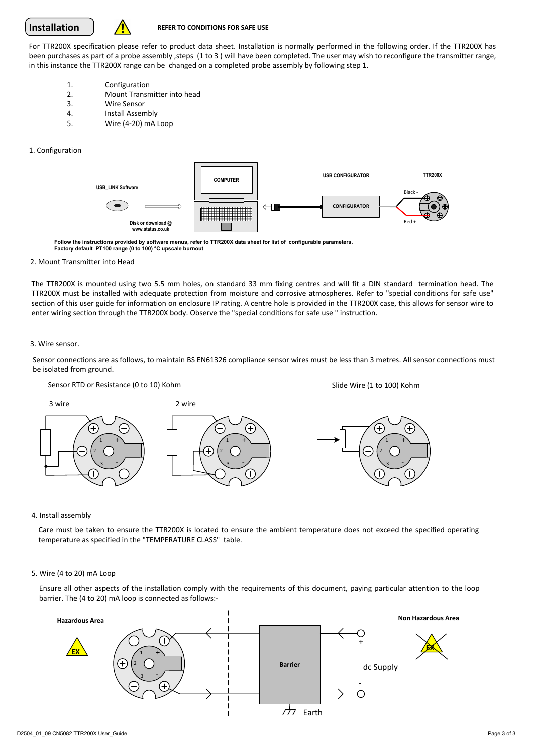## Installation

**REFER TO CONDITIONS FOR SAFE USE**

For TTR200X specification please refer to product data sheet. Installation is normally performed in the following order. If the TTR200X has been purchases as part of a probe assembly ,steps (1 to 3 ) will have been completed. The user may wish to reconfigure the transmitter range, in this instance the TTR200X range can be changed on a completed probe assembly by following step 1.

1. Configuration
2. Mount Transmitter into head
3. Wire Sensor
4. Install Assembly
5. Wire (4-20) mA Loop

### 1. Configuration

USB_LINK Software

Disk or download @ www.status.co.uk

COMPUTER

USB CONFIGURATOR

CONFIGURATOR

TTR200X

Black -

Red +

**Follow the instructions provided by software menus, refer to TTR200X data sheet for list of configurable parameters.**
**Factory default PT100 range (0 to 100) °C upscale burnout**

### 2. Mount Transmitter into Head

The TTR200X is mounted using two 5.5 mm holes, on standard 33 mm fixing centres and will fit a DIN standard termination head. The TTR200X must be installed with adequate protection from moisture and corrosive atmospheres. Refer to "special conditions for safe use" section of this user guide for information on enclosure IP rating. A centre hole is provided in the TTR200X case, this allows for sensor wire to enter wiring section through the TTR200X body. Observe the "special conditions for safe use " instruction.

### 3. Wire sensor.

Sensor connections are as follows, to maintain BS EN61326 compliance sensor wires must be less than 3 metres. All sensor connections must be isolated from ground.

Sensor RTD or Resistance (0 to 10) Kohm

Slide Wire (1 to 100) Kohm

3 wire

2 wire

### 4. Install assembly

Care must be taken to ensure the TTR200X is located to ensure the ambient temperature does not exceed the specified operating temperature as specified in the "TEMPERATURE CLASS" table.

### 5. Wire (4 to 20) mA Loop

Ensure all other aspects of the installation comply with the requirements of this document, paying particular attention to the loop barrier. The (4 to 20) mA loop is connected as follows:-

Hazardous Area

Non Hazardous Area

EX

Barrier

dc Supply

Earth